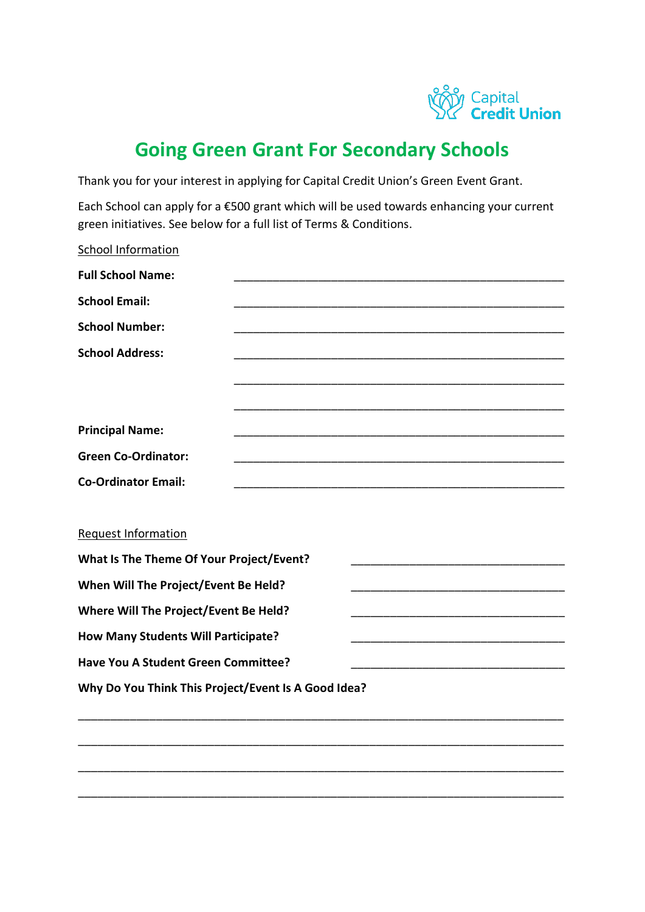Capital Credit Union

# Going Green Grant For Secondary Schools

Thank you for your interest in applying for Capital Credit Union's Green Event Grant.

Each School can apply for a €500 grant which will be used towards enhancing your current green initiatives. See below for a full list of Terms & Conditions.

School Information

**Full School Name:** ______________________________________________

**School Email:** ______________________________________________

**School Number:** ______________________________________________

**School Address:** ______________________________________________

______________________________________________

______________________________________________

**Principal Name:** ______________________________________________

**Green Co-Ordinator:** ______________________________________________

**Co-Ordinator Email:** ______________________________________________

Request Information

**What Is The Theme Of Your Project/Event?** ______________________________

**When Will The Project/Event Be Held?** ______________________________

**Where Will The Project/Event Be Held?** ______________________________

**How Many Students Will Participate?** ______________________________

**Have You A Student Green Committee?** ______________________________

**Why Do You Think This Project/Event Is A Good Idea?**

______________________________________________________________________

______________________________________________________________________

______________________________________________________________________

______________________________________________________________________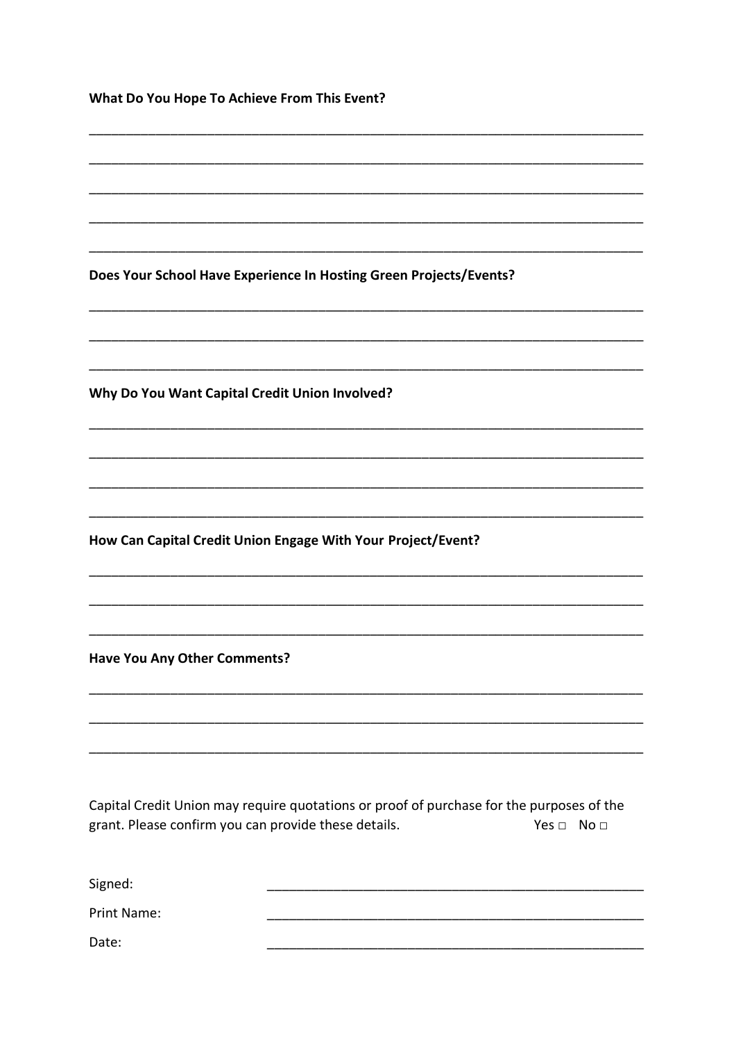**What Do You Hope To Achieve From This Event?**

_____________________________________________________________________________

_____________________________________________________________________________

_____________________________________________________________________________

_____________________________________________________________________________

_____________________________________________________________________________

**Does Your School Have Experience In Hosting Green Projects/Events?**

_____________________________________________________________________________

_____________________________________________________________________________

_____________________________________________________________________________

**Why Do You Want Capital Credit Union Involved?**

_____________________________________________________________________________

_____________________________________________________________________________

_____________________________________________________________________________

_____________________________________________________________________________

**How Can Capital Credit Union Engage With Your Project/Event?**

_____________________________________________________________________________

_____________________________________________________________________________

_____________________________________________________________________________

**Have You Any Other Comments?**

_____________________________________________________________________________

_____________________________________________________________________________

_____________________________________________________________________________

Capital Credit Union may require quotations or proof of purchase for the purposes of the grant. Please confirm you can provide these details. Yes □ No □

Signed: _____________________________________________________

Print Name: _____________________________________________________

Date: _____________________________________________________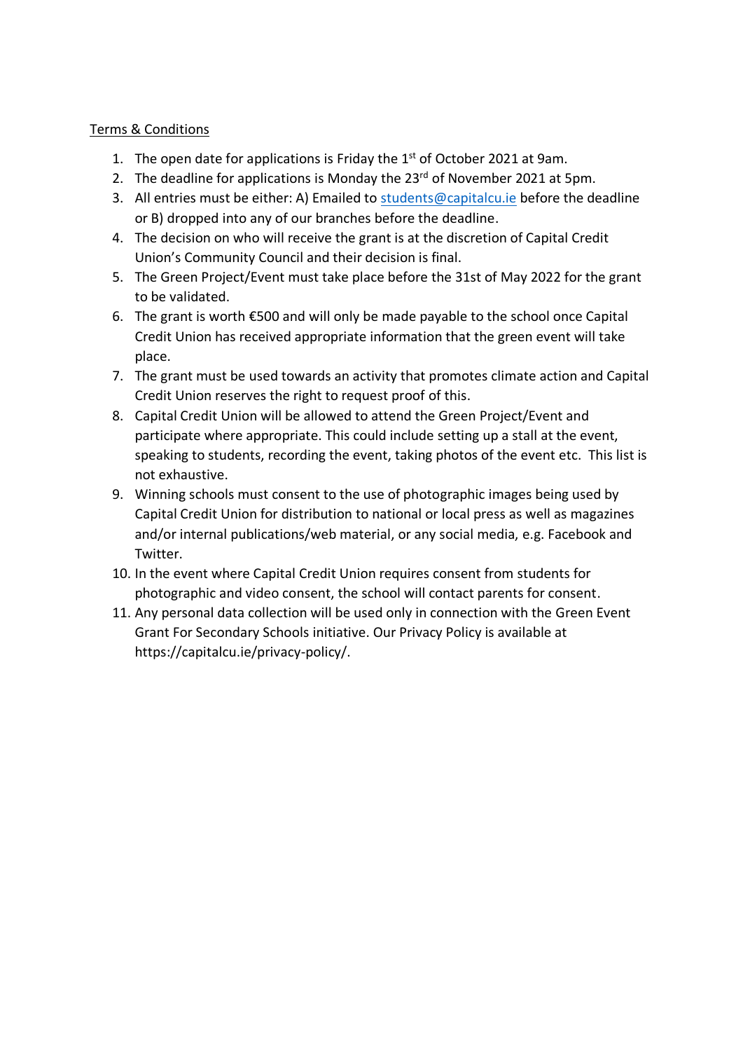Terms & Conditions

1. The open date for applications is Friday the 1st of October 2021 at 9am.
2. The deadline for applications is Monday the 23rd of November 2021 at 5pm.
3. All entries must be either: A) Emailed to students@capitalcu.ie before the deadline or B) dropped into any of our branches before the deadline.
4. The decision on who will receive the grant is at the discretion of Capital Credit Union's Community Council and their decision is final.
5. The Green Project/Event must take place before the 31st of May 2022 for the grant to be validated.
6. The grant is worth €500 and will only be made payable to the school once Capital Credit Union has received appropriate information that the green event will take place.
7. The grant must be used towards an activity that promotes climate action and Capital Credit Union reserves the right to request proof of this.
8. Capital Credit Union will be allowed to attend the Green Project/Event and participate where appropriate. This could include setting up a stall at the event, speaking to students, recording the event, taking photos of the event etc. This list is not exhaustive.
9. Winning schools must consent to the use of photographic images being used by Capital Credit Union for distribution to national or local press as well as magazines and/or internal publications/web material, or any social media, e.g. Facebook and Twitter.
10. In the event where Capital Credit Union requires consent from students for photographic and video consent, the school will contact parents for consent.
11. Any personal data collection will be used only in connection with the Green Event Grant For Secondary Schools initiative. Our Privacy Policy is available at https://capitalcu.ie/privacy-policy/.